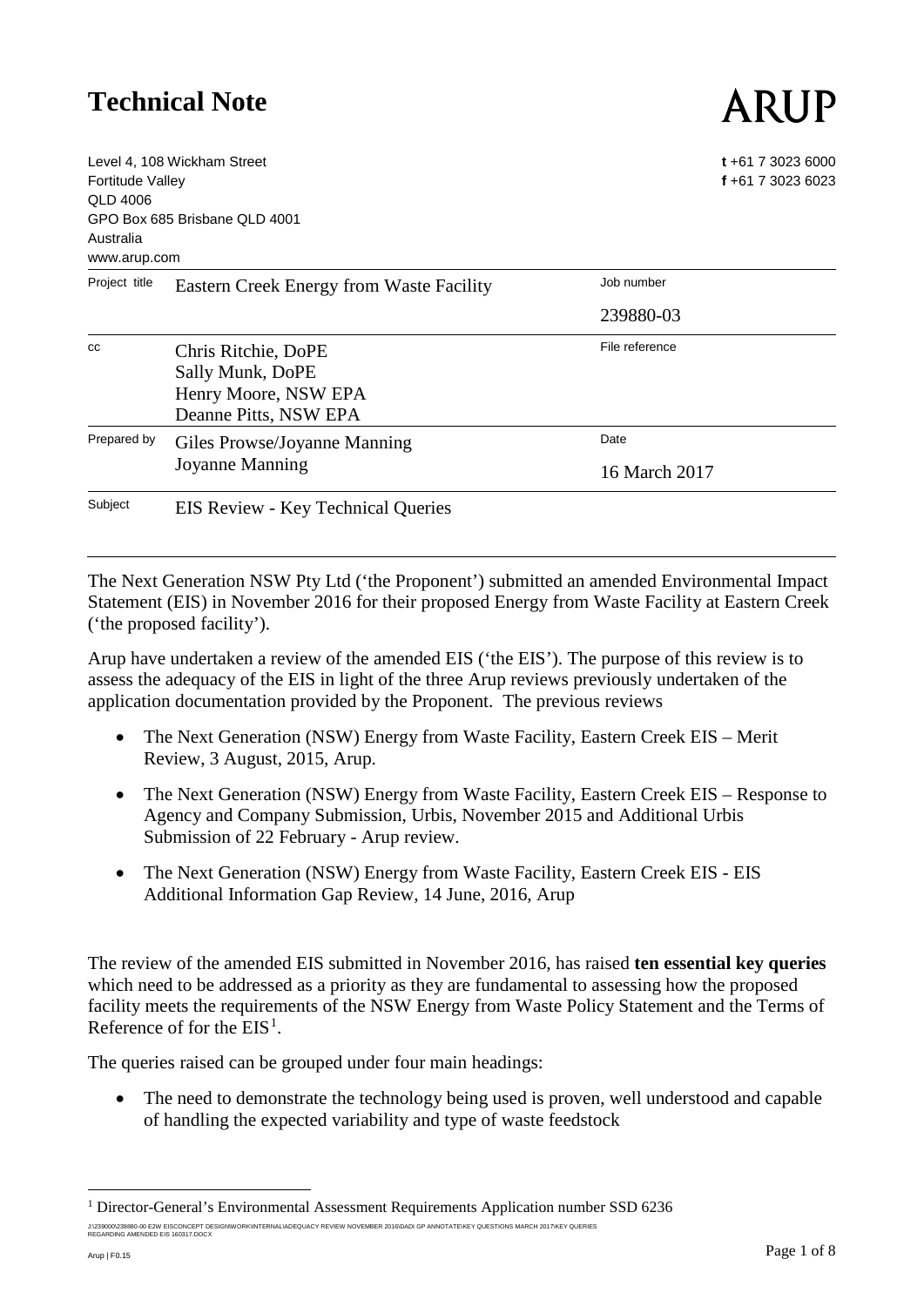# Technical Note

ARUP

Level 4, 108 Wickham Street
Fortitude Valley
QLD 4006
GPO Box 685 Brisbane QLD 4001
Australia
www.arup.com

**t** +61 7 3023 6000
**f** +61 7 3023 6023

| | | | |
|---|---|---|---|
| Project title | Eastern Creek Energy from Waste Facility | Job number | 239880-03 |
| cc | Chris Ritchie, DoPE<br>Sally Munk, DoPE<br>Henry Moore, NSW EPA<br>Deanne Pitts, NSW EPA | File reference | |
| Prepared by | Giles Prowse/Joyanne Manning<br>Joyanne Manning | Date | 16 March 2017 |
| Subject | EIS Review - Key Technical Queries | | |

The Next Generation NSW Pty Ltd ('the Proponent') submitted an amended Environmental Impact Statement (EIS) in November 2016 for their proposed Energy from Waste Facility at Eastern Creek ('the proposed facility').

Arup have undertaken a review of the amended EIS ('the EIS'). The purpose of this review is to assess the adequacy of the EIS in light of the three Arup reviews previously undertaken of the application documentation provided by the Proponent. The previous reviews

- The Next Generation (NSW) Energy from Waste Facility, Eastern Creek EIS – Merit Review, 3 August, 2015, Arup.
- The Next Generation (NSW) Energy from Waste Facility, Eastern Creek EIS – Response to Agency and Company Submission, Urbis, November 2015 and Additional Urbis Submission of 22 February - Arup review.
- The Next Generation (NSW) Energy from Waste Facility, Eastern Creek EIS - EIS Additional Information Gap Review, 14 June, 2016, Arup

The review of the amended EIS submitted in November 2016, has raised **ten essential key queries** which need to be addressed as a priority as they are fundamental to assessing how the proposed facility meets the requirements of the NSW Energy from Waste Policy Statement and the Terms of Reference of for the EIS[1].

The queries raised can be grouped under four main headings:

- The need to demonstrate the technology being used is proven, well understood and capable of handling the expected variability and type of waste feedstock

[1] Director-General's Environmental Assessment Requirements Application number SSD 6236

J:\239000\239880-00 E2W EISCONCEPT DESIGN\WORK\INTERNAL\ADEQUACY REVIEW NOVEMBER 2016\DADI GP ANNOTATE\KEY QUESTIONS MARCH 2017\KEY QUERIES REGARDING AMENDED EIS 160317.DOCX

Arup | F0.15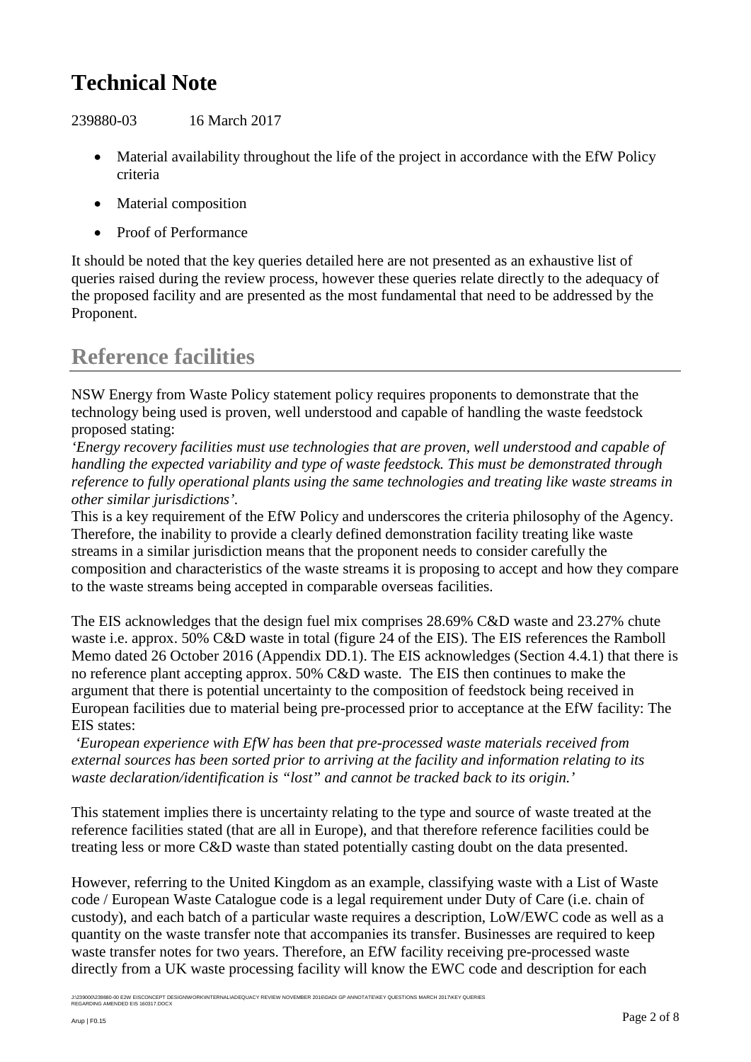- Material availability throughout the life of the project in accordance with the EfW Policy criteria
- Material composition
- Proof of Performance

It should be noted that the key queries detailed here are not presented as an exhaustive list of queries raised during the review process, however these queries relate directly to the adequacy of the proposed facility and are presented as the most fundamental that need to be addressed by the Proponent.

## Reference facilities

NSW Energy from Waste Policy statement policy requires proponents to demonstrate that the technology being used is proven, well understood and capable of handling the waste feedstock proposed stating:
*'Energy recovery facilities must use technologies that are proven, well understood and capable of handling the expected variability and type of waste feedstock. This must be demonstrated through reference to fully operational plants using the same technologies and treating like waste streams in other similar jurisdictions'.*
This is a key requirement of the EfW Policy and underscores the criteria philosophy of the Agency. Therefore, the inability to provide a clearly defined demonstration facility treating like waste streams in a similar jurisdiction means that the proponent needs to consider carefully the composition and characteristics of the waste streams it is proposing to accept and how they compare to the waste streams being accepted in comparable overseas facilities.

The EIS acknowledges that the design fuel mix comprises 28.69% C&D waste and 23.27% chute waste i.e. approx. 50% C&D waste in total (figure 24 of the EIS). The EIS references the Ramboll Memo dated 26 October 2016 (Appendix DD.1). The EIS acknowledges (Section 4.4.1) that there is no reference plant accepting approx. 50% C&D waste. The EIS then continues to make the argument that there is potential uncertainty to the composition of feedstock being received in European facilities due to material being pre-processed prior to acceptance at the EfW facility: The EIS states:
*'European experience with EfW has been that pre-processed waste materials received from external sources has been sorted prior to arriving at the facility and information relating to its waste declaration/identification is "lost" and cannot be tracked back to its origin.'*

This statement implies there is uncertainty relating to the type and source of waste treated at the reference facilities stated (that are all in Europe), and that therefore reference facilities could be treating less or more C&D waste than stated potentially casting doubt on the data presented.

However, referring to the United Kingdom as an example, classifying waste with a List of Waste code / European Waste Catalogue code is a legal requirement under Duty of Care (i.e. chain of custody), and each batch of a particular waste requires a description, LoW/EWC code as well as a quantity on the waste transfer note that accompanies its transfer. Businesses are required to keep waste transfer notes for two years. Therefore, an EfW facility receiving pre-processed waste directly from a UK waste processing facility will know the EWC code and description for each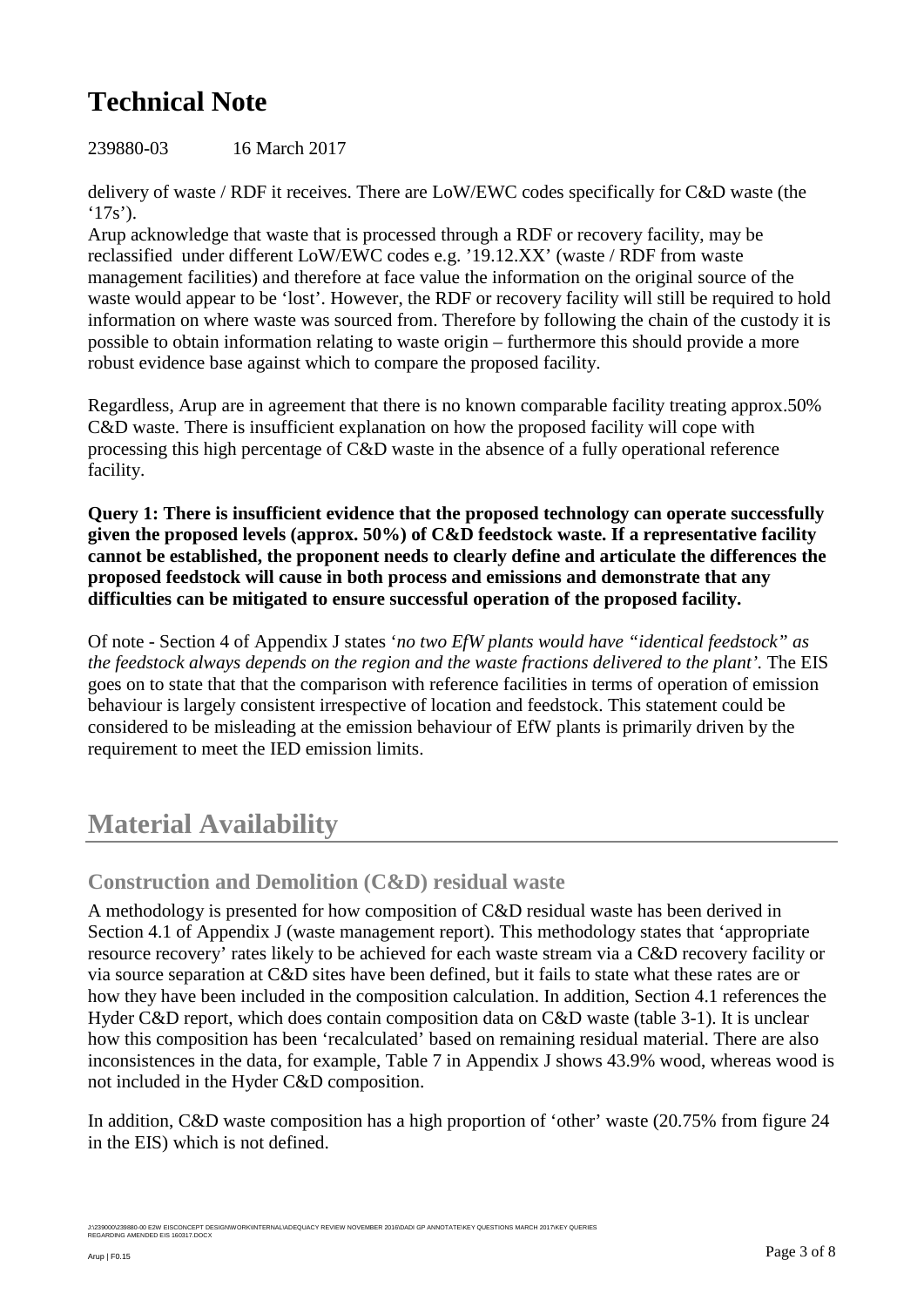delivery of waste / RDF it receives. There are LoW/EWC codes specifically for C&D waste (the '17s').

Arup acknowledge that waste that is processed through a RDF or recovery facility, may be reclassified under different LoW/EWC codes e.g. '19.12.XX' (waste / RDF from waste management facilities) and therefore at face value the information on the original source of the waste would appear to be 'lost'. However, the RDF or recovery facility will still be required to hold information on where waste was sourced from. Therefore by following the chain of the custody it is possible to obtain information relating to waste origin – furthermore this should provide a more robust evidence base against which to compare the proposed facility.

Regardless, Arup are in agreement that there is no known comparable facility treating approx.50% C&D waste. There is insufficient explanation on how the proposed facility will cope with processing this high percentage of C&D waste in the absence of a fully operational reference facility.

**Query 1: There is insufficient evidence that the proposed technology can operate successfully given the proposed levels (approx. 50%) of C&D feedstock waste. If a representative facility cannot be established, the proponent needs to clearly define and articulate the differences the proposed feedstock will cause in both process and emissions and demonstrate that any difficulties can be mitigated to ensure successful operation of the proposed facility.**

Of note - Section 4 of Appendix J states '*no two EfW plants would have "identical feedstock" as the feedstock always depends on the region and the waste fractions delivered to the plant'.* The EIS goes on to state that that the comparison with reference facilities in terms of operation of emission behaviour is largely consistent irrespective of location and feedstock. This statement could be considered to be misleading at the emission behaviour of EfW plants is primarily driven by the requirement to meet the IED emission limits.

# Material Availability

## Construction and Demolition (C&D) residual waste

A methodology is presented for how composition of C&D residual waste has been derived in Section 4.1 of Appendix J (waste management report). This methodology states that 'appropriate resource recovery' rates likely to be achieved for each waste stream via a C&D recovery facility or via source separation at C&D sites have been defined, but it fails to state what these rates are or how they have been included in the composition calculation. In addition, Section 4.1 references the Hyder C&D report, which does contain composition data on C&D waste (table 3-1). It is unclear how this composition has been 'recalculated' based on remaining residual material. There are also inconsistences in the data, for example, Table 7 in Appendix J shows 43.9% wood, whereas wood is not included in the Hyder C&D composition.

In addition, C&D waste composition has a high proportion of 'other' waste (20.75% from figure 24 in the EIS) which is not defined.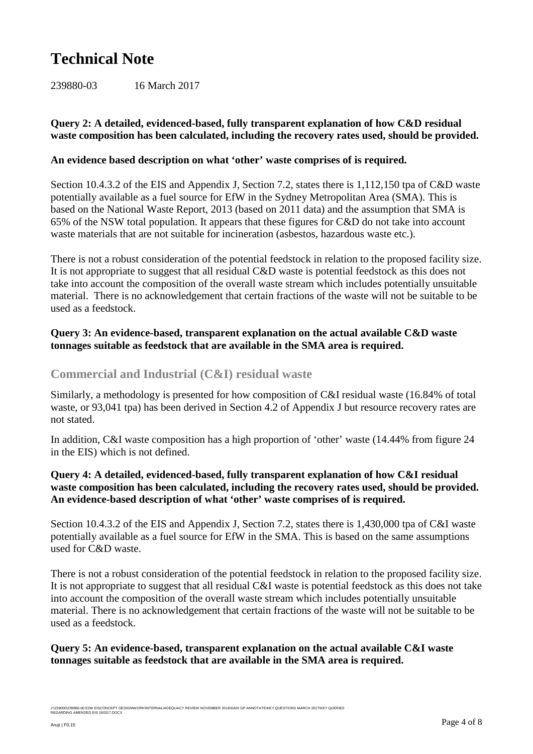**Query 2: A detailed, evidenced-based, fully transparent explanation of how C&D residual waste composition has been calculated, including the recovery rates used, should be provided.**

**An evidence based description on what 'other' waste comprises of is required.**

Section 10.4.3.2 of the EIS and Appendix J, Section 7.2, states there is 1,112,150 tpa of C&D waste potentially available as a fuel source for EfW in the Sydney Metropolitan Area (SMA). This is based on the National Waste Report, 2013 (based on 2011 data) and the assumption that SMA is 65% of the NSW total population. It appears that these figures for C&D do not take into account waste materials that are not suitable for incineration (asbestos, hazardous waste etc.).

There is not a robust consideration of the potential feedstock in relation to the proposed facility size. It is not appropriate to suggest that all residual C&D waste is potential feedstock as this does not take into account the composition of the overall waste stream which includes potentially unsuitable material. There is no acknowledgement that certain fractions of the waste will not be suitable to be used as a feedstock.

**Query 3: An evidence-based, transparent explanation on the actual available C&D waste tonnages suitable as feedstock that are available in the SMA area is required.**

## Commercial and Industrial (C&I) residual waste

Similarly, a methodology is presented for how composition of C&I residual waste (16.84% of total waste, or 93,041 tpa) has been derived in Section 4.2 of Appendix J but resource recovery rates are not stated.

In addition, C&I waste composition has a high proportion of 'other' waste (14.44% from figure 24 in the EIS) which is not defined.

**Query 4: A detailed, evidenced-based, fully transparent explanation of how C&I residual waste composition has been calculated, including the recovery rates used, should be provided. An evidence-based description of what 'other' waste comprises of is required.**

Section 10.4.3.2 of the EIS and Appendix J, Section 7.2, states there is 1,430,000 tpa of C&I waste potentially available as a fuel source for EfW in the SMA. This is based on the same assumptions used for C&D waste.

There is not a robust consideration of the potential feedstock in relation to the proposed facility size. It is not appropriate to suggest that all residual C&I waste is potential feedstock as this does not take into account the composition of the overall waste stream which includes potentially unsuitable material. There is no acknowledgement that certain fractions of the waste will not be suitable to be used as a feedstock.

**Query 5: An evidence-based, transparent explanation on the actual available C&I waste tonnages suitable as feedstock that are available in the SMA area is required.**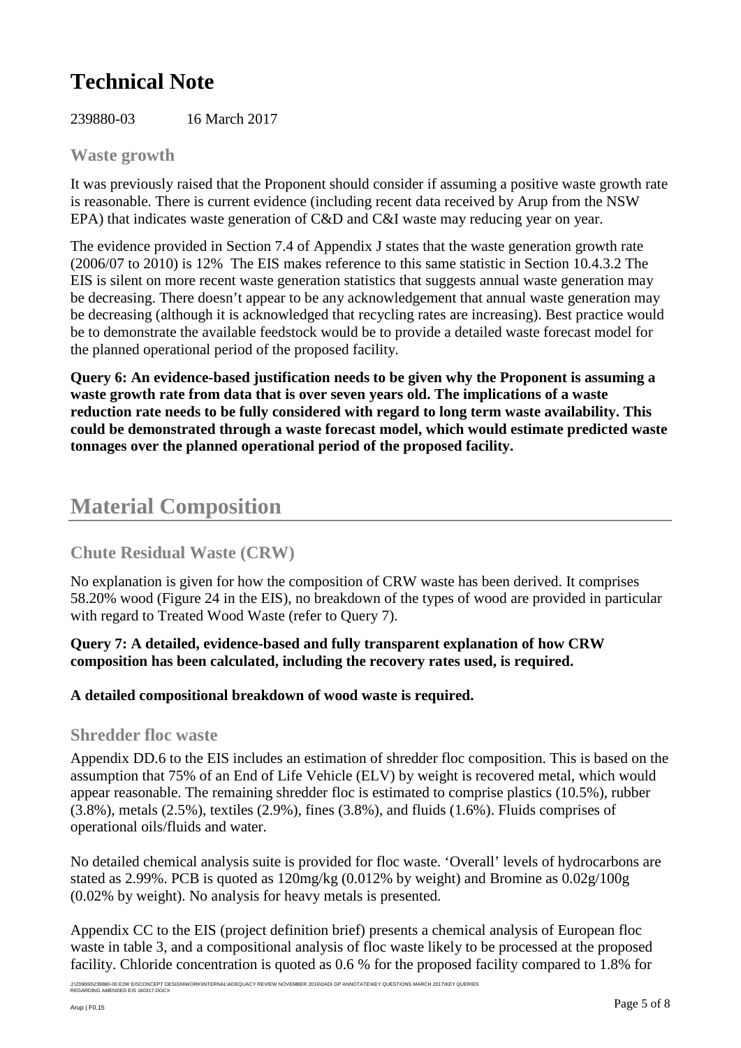# Technical Note

239880-03 16 March 2017

### Waste growth

It was previously raised that the Proponent should consider if assuming a positive waste growth rate is reasonable. There is current evidence (including recent data received by Arup from the NSW EPA) that indicates waste generation of C&D and C&I waste may reducing year on year.

The evidence provided in Section 7.4 of Appendix J states that the waste generation growth rate (2006/07 to 2010) is 12% The EIS makes reference to this same statistic in Section 10.4.3.2 The EIS is silent on more recent waste generation statistics that suggests annual waste generation may be decreasing. There doesn't appear to be any acknowledgement that annual waste generation may be decreasing (although it is acknowledged that recycling rates are increasing). Best practice would be to demonstrate the available feedstock would be to provide a detailed waste forecast model for the planned operational period of the proposed facility.

**Query 6: An evidence-based justification needs to be given why the Proponent is assuming a waste growth rate from data that is over seven years old. The implications of a waste reduction rate needs to be fully considered with regard to long term waste availability. This could be demonstrated through a waste forecast model, which would estimate predicted waste tonnages over the planned operational period of the proposed facility.**

## Material Composition

### Chute Residual Waste (CRW)

No explanation is given for how the composition of CRW waste has been derived. It comprises 58.20% wood (Figure 24 in the EIS), no breakdown of the types of wood are provided in particular with regard to Treated Wood Waste (refer to Query 7).

**Query 7: A detailed, evidence-based and fully transparent explanation of how CRW composition has been calculated, including the recovery rates used, is required.**

**A detailed compositional breakdown of wood waste is required.**

### Shredder floc waste

Appendix DD.6 to the EIS includes an estimation of shredder floc composition. This is based on the assumption that 75% of an End of Life Vehicle (ELV) by weight is recovered metal, which would appear reasonable. The remaining shredder floc is estimated to comprise plastics (10.5%), rubber (3.8%), metals (2.5%), textiles (2.9%), fines (3.8%), and fluids (1.6%). Fluids comprises of operational oils/fluids and water.

No detailed chemical analysis suite is provided for floc waste. 'Overall' levels of hydrocarbons are stated as 2.99%. PCB is quoted as 120mg/kg (0.012% by weight) and Bromine as 0.02g/100g (0.02% by weight). No analysis for heavy metals is presented.

Appendix CC to the EIS (project definition brief) presents a chemical analysis of European floc waste in table 3, and a compositional analysis of floc waste likely to be processed at the proposed facility. Chloride concentration is quoted as 0.6 % for the proposed facility compared to 1.8% for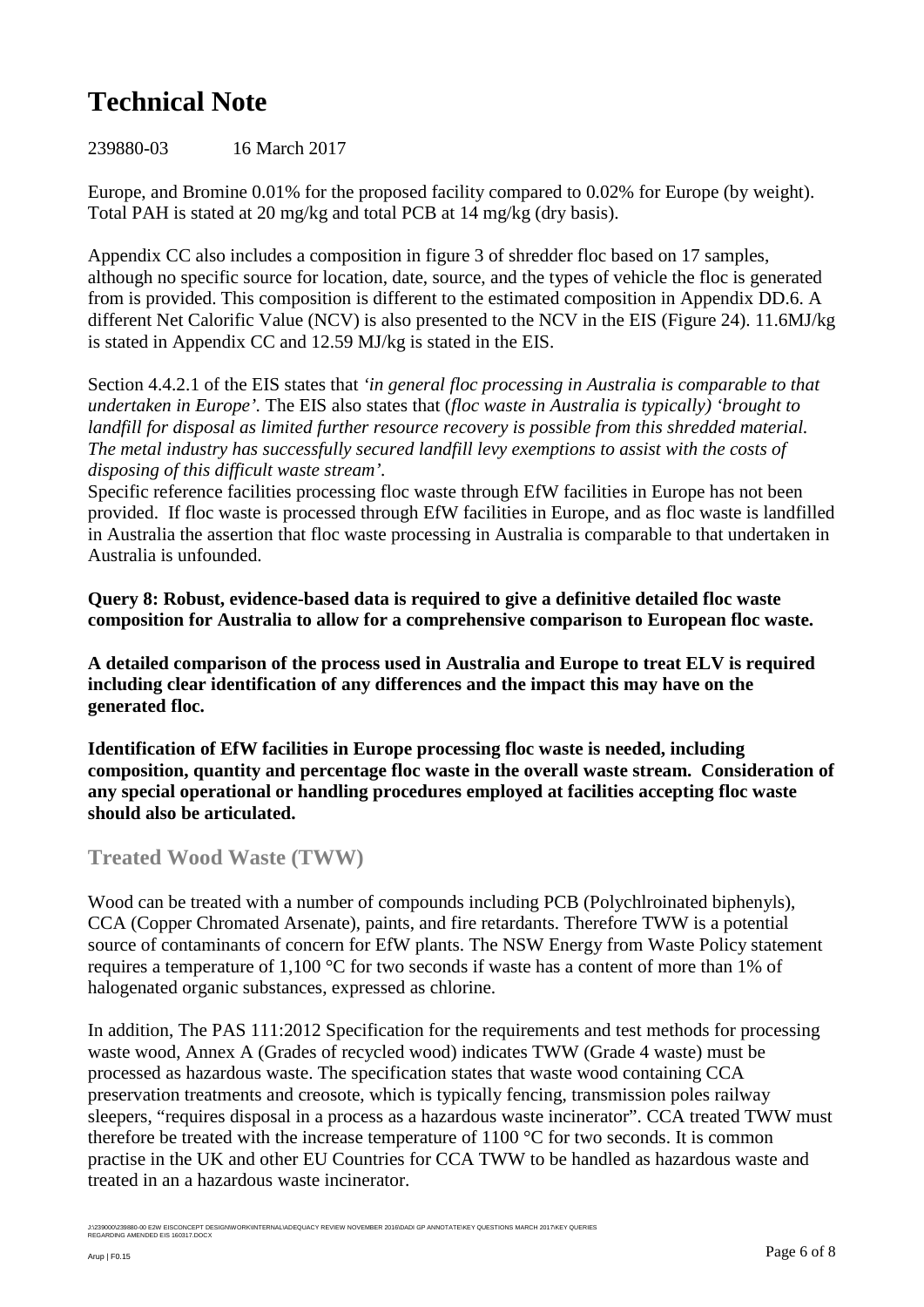Europe, and Bromine 0.01% for the proposed facility compared to 0.02% for Europe (by weight). Total PAH is stated at 20 mg/kg and total PCB at 14 mg/kg (dry basis).

Appendix CC also includes a composition in figure 3 of shredder floc based on 17 samples, although no specific source for location, date, source, and the types of vehicle the floc is generated from is provided. This composition is different to the estimated composition in Appendix DD.6. A different Net Calorific Value (NCV) is also presented to the NCV in the EIS (Figure 24). 11.6MJ/kg is stated in Appendix CC and 12.59 MJ/kg is stated in the EIS.

Section 4.4.2.1 of the EIS states that *'in general floc processing in Australia is comparable to that undertaken in Europe'*. The EIS also states that (*floc waste in Australia is typically) 'brought to landfill for disposal as limited further resource recovery is possible from this shredded material. The metal industry has successfully secured landfill levy exemptions to assist with the costs of disposing of this difficult waste stream'*.

Specific reference facilities processing floc waste through EfW facilities in Europe has not been provided. If floc waste is processed through EfW facilities in Europe, and as floc waste is landfilled in Australia the assertion that floc waste processing in Australia is comparable to that undertaken in Australia is unfounded.

**Query 8: Robust, evidence-based data is required to give a definitive detailed floc waste composition for Australia to allow for a comprehensive comparison to European floc waste.**

**A detailed comparison of the process used in Australia and Europe to treat ELV is required including clear identification of any differences and the impact this may have on the generated floc.**

**Identification of EfW facilities in Europe processing floc waste is needed, including composition, quantity and percentage floc waste in the overall waste stream. Consideration of any special operational or handling procedures employed at facilities accepting floc waste should also be articulated.**

## Treated Wood Waste (TWW)

Wood can be treated with a number of compounds including PCB (Polychlroinated biphenyls), CCA (Copper Chromated Arsenate), paints, and fire retardants. Therefore TWW is a potential source of contaminants of concern for EfW plants. The NSW Energy from Waste Policy statement requires a temperature of 1,100 °C for two seconds if waste has a content of more than 1% of halogenated organic substances, expressed as chlorine.

In addition, The PAS 111:2012 Specification for the requirements and test methods for processing waste wood, Annex A (Grades of recycled wood) indicates TWW (Grade 4 waste) must be processed as hazardous waste. The specification states that waste wood containing CCA preservation treatments and creosote, which is typically fencing, transmission poles railway sleepers, "requires disposal in a process as a hazardous waste incinerator". CCA treated TWW must therefore be treated with the increase temperature of 1100 °C for two seconds. It is common practise in the UK and other EU Countries for CCA TWW to be handled as hazardous waste and treated in an a hazardous waste incinerator.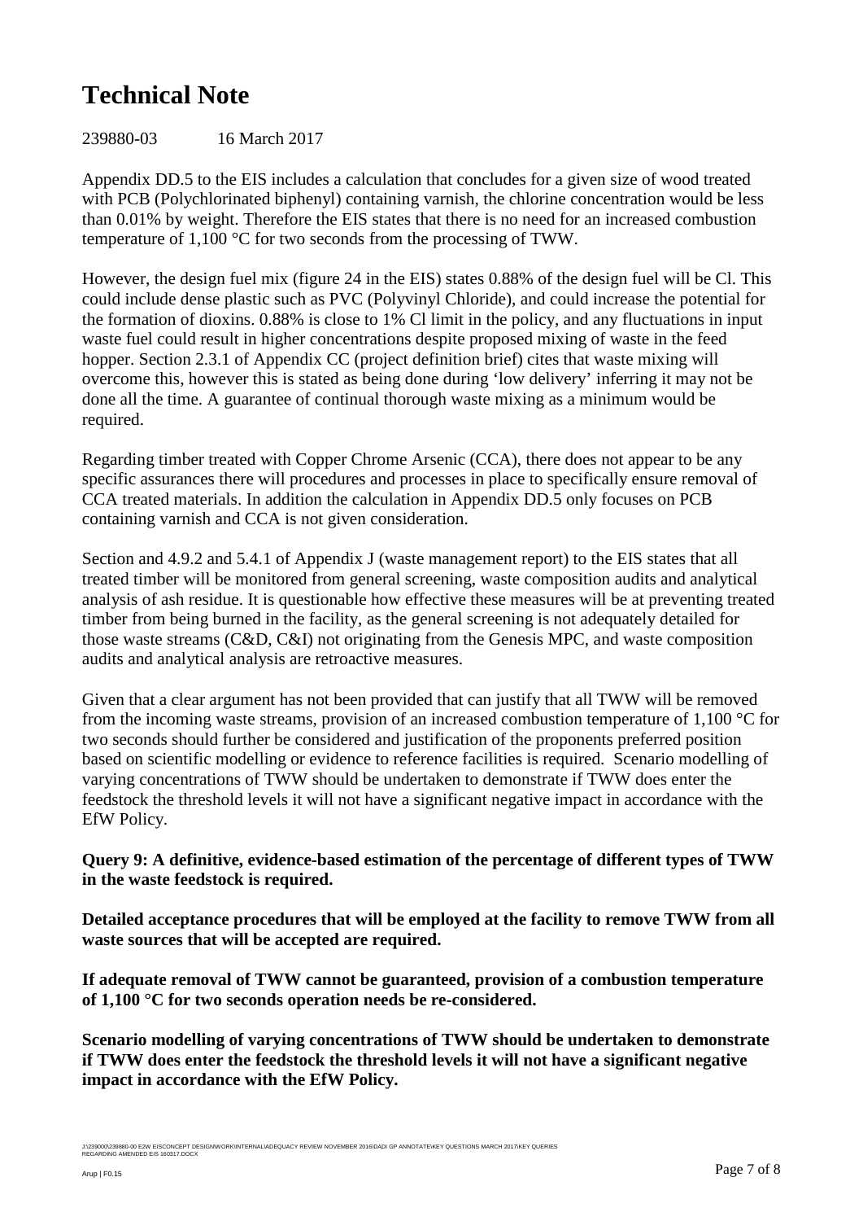# Technical Note

239880-03 16 March 2017

Appendix DD.5 to the EIS includes a calculation that concludes for a given size of wood treated with PCB (Polychlorinated biphenyl) containing varnish, the chlorine concentration would be less than 0.01% by weight. Therefore the EIS states that there is no need for an increased combustion temperature of 1,100 °C for two seconds from the processing of TWW.

However, the design fuel mix (figure 24 in the EIS) states 0.88% of the design fuel will be Cl. This could include dense plastic such as PVC (Polyvinyl Chloride), and could increase the potential for the formation of dioxins. 0.88% is close to 1% Cl limit in the policy, and any fluctuations in input waste fuel could result in higher concentrations despite proposed mixing of waste in the feed hopper. Section 2.3.1 of Appendix CC (project definition brief) cites that waste mixing will overcome this, however this is stated as being done during 'low delivery' inferring it may not be done all the time. A guarantee of continual thorough waste mixing as a minimum would be required.

Regarding timber treated with Copper Chrome Arsenic (CCA), there does not appear to be any specific assurances there will procedures and processes in place to specifically ensure removal of CCA treated materials. In addition the calculation in Appendix DD.5 only focuses on PCB containing varnish and CCA is not given consideration.

Section and 4.9.2 and 5.4.1 of Appendix J (waste management report) to the EIS states that all treated timber will be monitored from general screening, waste composition audits and analytical analysis of ash residue. It is questionable how effective these measures will be at preventing treated timber from being burned in the facility, as the general screening is not adequately detailed for those waste streams (C&D, C&I) not originating from the Genesis MPC, and waste composition audits and analytical analysis are retroactive measures.

Given that a clear argument has not been provided that can justify that all TWW will be removed from the incoming waste streams, provision of an increased combustion temperature of 1,100 °C for two seconds should further be considered and justification of the proponents preferred position based on scientific modelling or evidence to reference facilities is required. Scenario modelling of varying concentrations of TWW should be undertaken to demonstrate if TWW does enter the feedstock the threshold levels it will not have a significant negative impact in accordance with the EfW Policy.

**Query 9: A definitive, evidence-based estimation of the percentage of different types of TWW in the waste feedstock is required.**

**Detailed acceptance procedures that will be employed at the facility to remove TWW from all waste sources that will be accepted are required.**

**If adequate removal of TWW cannot be guaranteed, provision of a combustion temperature of 1,100 °C for two seconds operation needs be re-considered.**

**Scenario modelling of varying concentrations of TWW should be undertaken to demonstrate if TWW does enter the feedstock the threshold levels it will not have a significant negative impact in accordance with the EfW Policy.**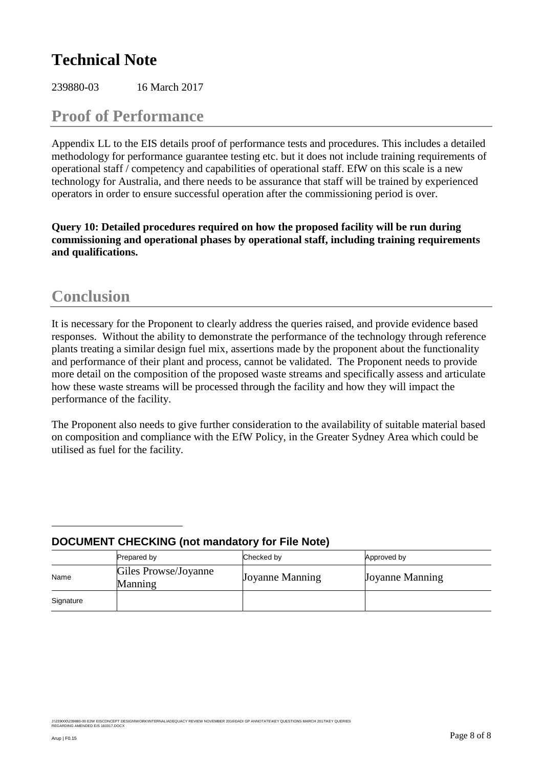# Technical Note

239880-03 16 March 2017

## Proof of Performance

Appendix LL to the EIS details proof of performance tests and procedures. This includes a detailed methodology for performance guarantee testing etc. but it does not include training requirements of operational staff / competency and capabilities of operational staff. EfW on this scale is a new technology for Australia, and there needs to be assurance that staff will be trained by experienced operators in order to ensure successful operation after the commissioning period is over.

**Query 10: Detailed procedures required on how the proposed facility will be run during commissioning and operational phases by operational staff, including training requirements and qualifications.**

## Conclusion

It is necessary for the Proponent to clearly address the queries raised, and provide evidence based responses. Without the ability to demonstrate the performance of the technology through reference plants treating a similar design fuel mix, assertions made by the proponent about the functionality and performance of their plant and process, cannot be validated. The Proponent needs to provide more detail on the composition of the proposed waste streams and specifically assess and articulate how these waste streams will be processed through the facility and how they will impact the performance of the facility.

The Proponent also needs to give further consideration to the availability of suitable material based on composition and compliance with the EfW Policy, in the Greater Sydney Area which could be utilised as fuel for the facility.

### DOCUMENT CHECKING (not mandatory for File Note)

| | Prepared by | Checked by | Approved by |
|---|---|---|---|
| Name | Giles Prowse/Joyanne Manning | Joyanne Manning | Joyanne Manning |
| Signature | | | |

J:\239000\239880-00 E2W EISCONCEPT DESIGN\WORK\INTERNAL\ADEQUACY REVIEW NOVEMBER 2016\DADI GP ANNOTATE\KEY QUESTIONS MARCH 2017\KEY QUERIES REGARDING AMENDED EIS 160317.DOCX

Arup | F0.15